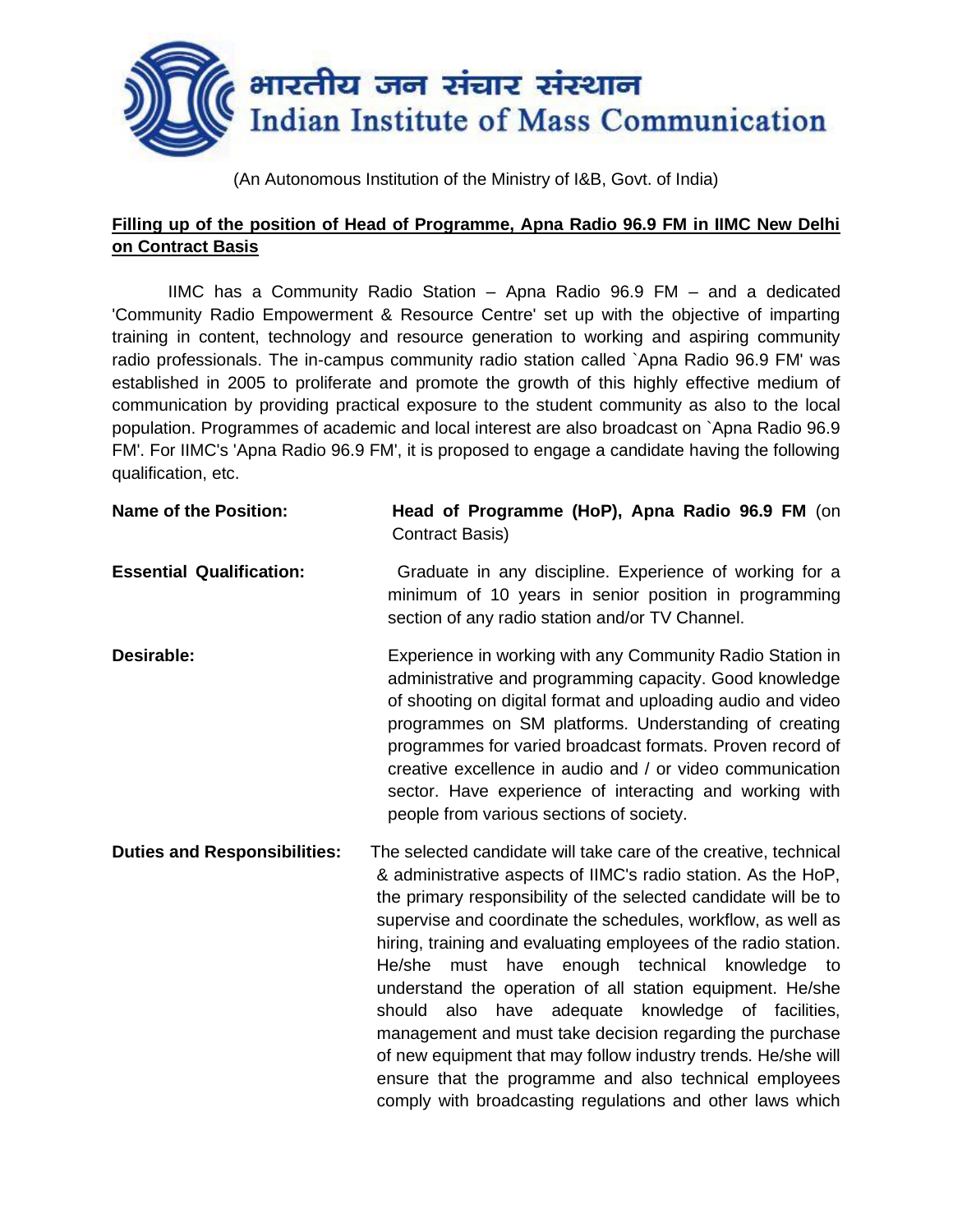# भारतीय जन संचार संस्थान
# Indian Institute of Mass Communication

(An Autonomous Institution of the Ministry of I&B, Govt. of India)

**Filling up of the position of Head of Programme, Apna Radio 96.9 FM in IIMC New Delhi on Contract Basis**

IIMC has a Community Radio Station – Apna Radio 96.9 FM – and a dedicated 'Community Radio Empowerment & Resource Centre' set up with the objective of imparting training in content, technology and resource generation to working and aspiring community radio professionals. The in-campus community radio station called `Apna Radio 96.9 FM' was established in 2005 to proliferate and promote the growth of this highly effective medium of communication by providing practical exposure to the student community as also to the local population. Programmes of academic and local interest are also broadcast on `Apna Radio 96.9 FM'. For IIMC's 'Apna Radio 96.9 FM', it is proposed to engage a candidate having the following qualification, etc.

**Name of the Position:** **Head of Programme (HoP), Apna Radio 96.9 FM** (on Contract Basis)

**Essential Qualification:** Graduate in any discipline. Experience of working for a minimum of 10 years in senior position in programming section of any radio station and/or TV Channel.

**Desirable:** Experience in working with any Community Radio Station in administrative and programming capacity. Good knowledge of shooting on digital format and uploading audio and video programmes on SM platforms. Understanding of creating programmes for varied broadcast formats. Proven record of creative excellence in audio and / or video communication sector. Have experience of interacting and working with people from various sections of society.

**Duties and Responsibilities:** The selected candidate will take care of the creative, technical & administrative aspects of IIMC's radio station. As the HoP, the primary responsibility of the selected candidate will be to supervise and coordinate the schedules, workflow, as well as hiring, training and evaluating employees of the radio station. He/she must have enough technical knowledge to understand the operation of all station equipment. He/she should also have adequate knowledge of facilities, management and must take decision regarding the purchase of new equipment that may follow industry trends. He/she will ensure that the programme and also technical employees comply with broadcasting regulations and other laws which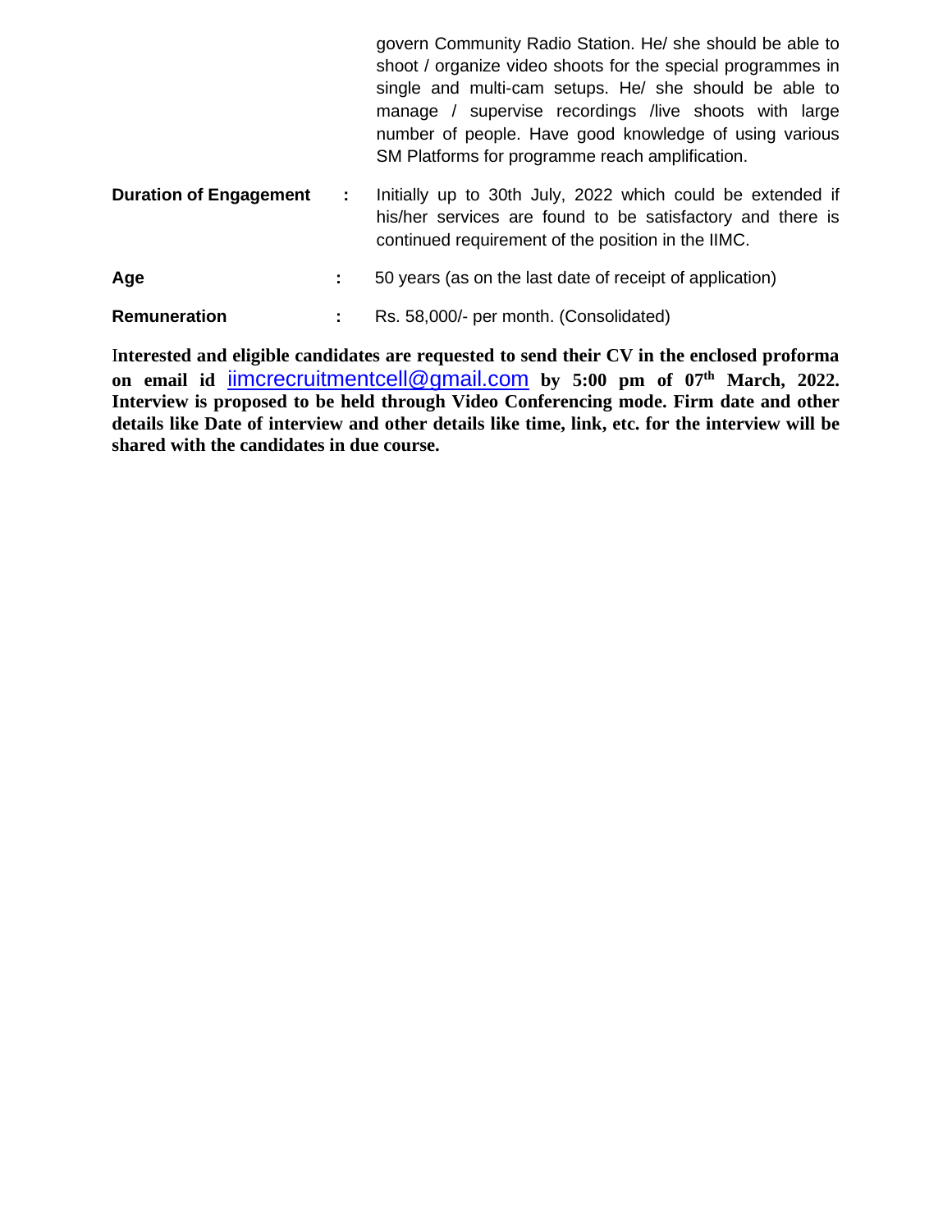| | | |
|---|---|---|
| | | govern Community Radio Station. He/ she should be able to shoot / organize video shoots for the special programmes in single and multi-cam setups. He/ she should be able to manage / supervise recordings /live shoots with large number of people. Have good knowledge of using various SM Platforms for programme reach amplification. |
| **Duration of Engagement** | : | Initially up to 30th July, 2022 which could be extended if his/her services are found to be satisfactory and there is continued requirement of the position in the IIMC. |
| **Age** | : | 50 years (as on the last date of receipt of application) |
| **Remuneration** | : | Rs. 58,000/- per month. (Consolidated) |

**Interested and eligible candidates are requested to send their CV in the enclosed proforma on email id iimcrecruitmentcell@gmail.com by 5:00 pm of 07th March, 2022. Interview is proposed to be held through Video Conferencing mode. Firm date and other details like Date of interview and other details like time, link, etc. for the interview will be shared with the candidates in due course.**